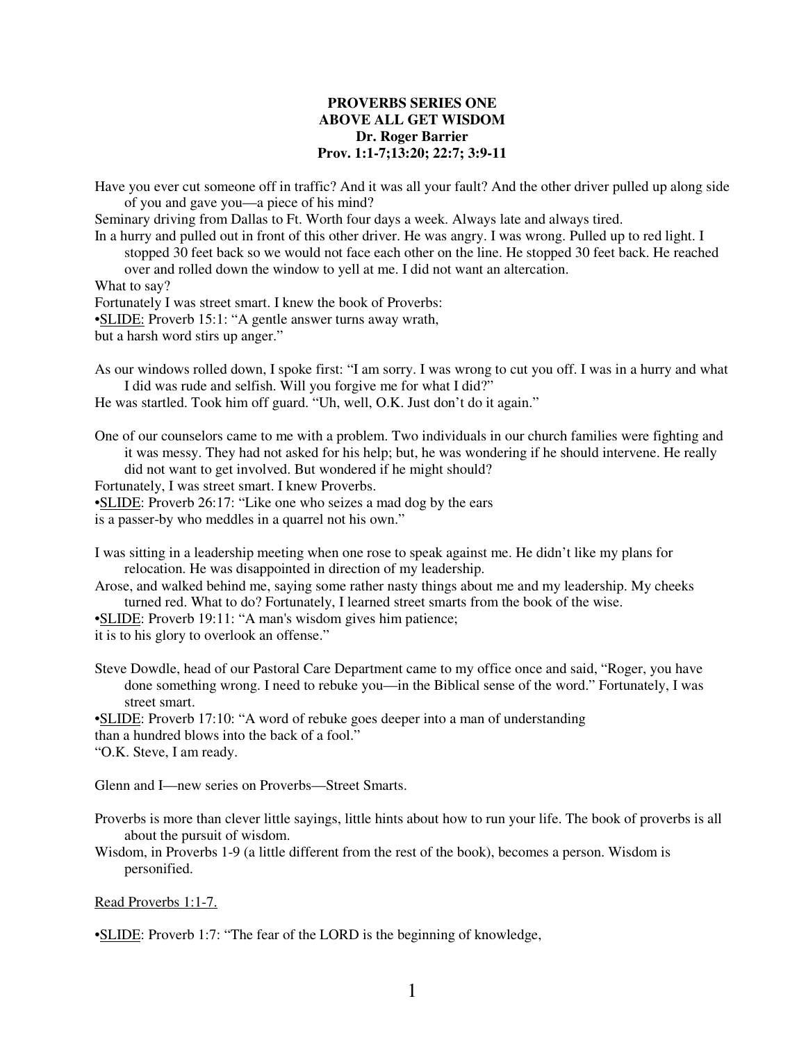**PROVERBS SERIES ONE**
**ABOVE ALL GET WISDOM**
**Dr. Roger Barrier**
**Prov. 1:1-7;13:20; 22:7; 3:9-11**

Have you ever cut someone off in traffic? And it was all your fault? And the other driver pulled up along side of you and gave you—a piece of his mind?

Seminary driving from Dallas to Ft. Worth four days a week. Always late and always tired.

In a hurry and pulled out in front of this other driver. He was angry. I was wrong. Pulled up to red light. I stopped 30 feet back so we would not face each other on the line. He stopped 30 feet back. He reached over and rolled down the window to yell at me. I did not want an altercation.

What to say?

Fortunately I was street smart. I knew the book of Proverbs:

•SLIDE: Proverb 15:1: "A gentle answer turns away wrath,
but a harsh word stirs up anger."

As our windows rolled down, I spoke first: "I am sorry. I was wrong to cut you off. I was in a hurry and what I did was rude and selfish. Will you forgive me for what I did?"

He was startled. Took him off guard. "Uh, well, O.K. Just don't do it again."

One of our counselors came to me with a problem. Two individuals in our church families were fighting and it was messy. They had not asked for his help; but, he was wondering if he should intervene. He really did not want to get involved. But wondered if he might should?

Fortunately, I was street smart. I knew Proverbs.

•SLIDE: Proverb 26:17: "Like one who seizes a mad dog by the ears
is a passer-by who meddles in a quarrel not his own."

I was sitting in a leadership meeting when one rose to speak against me. He didn't like my plans for relocation. He was disappointed in direction of my leadership.

Arose, and walked behind me, saying some rather nasty things about me and my leadership. My cheeks turned red. What to do? Fortunately, I learned street smarts from the book of the wise.

•SLIDE: Proverb 19:11: "A man's wisdom gives him patience;
it is to his glory to overlook an offense."

Steve Dowdle, head of our Pastoral Care Department came to my office once and said, "Roger, you have done something wrong. I need to rebuke you—in the Biblical sense of the word." Fortunately, I was street smart.

•SLIDE: Proverb 17:10: "A word of rebuke goes deeper into a man of understanding
than a hundred blows into the back of a fool."

"O.K. Steve, I am ready.

Glenn and I—new series on Proverbs—Street Smarts.

Proverbs is more than clever little sayings, little hints about how to run your life. The book of proverbs is all about the pursuit of wisdom.

Wisdom, in Proverbs 1-9 (a little different from the rest of the book), becomes a person. Wisdom is personified.

Read Proverbs 1:1-7.

•SLIDE: Proverb 1:7: "The fear of the LORD is the beginning of knowledge,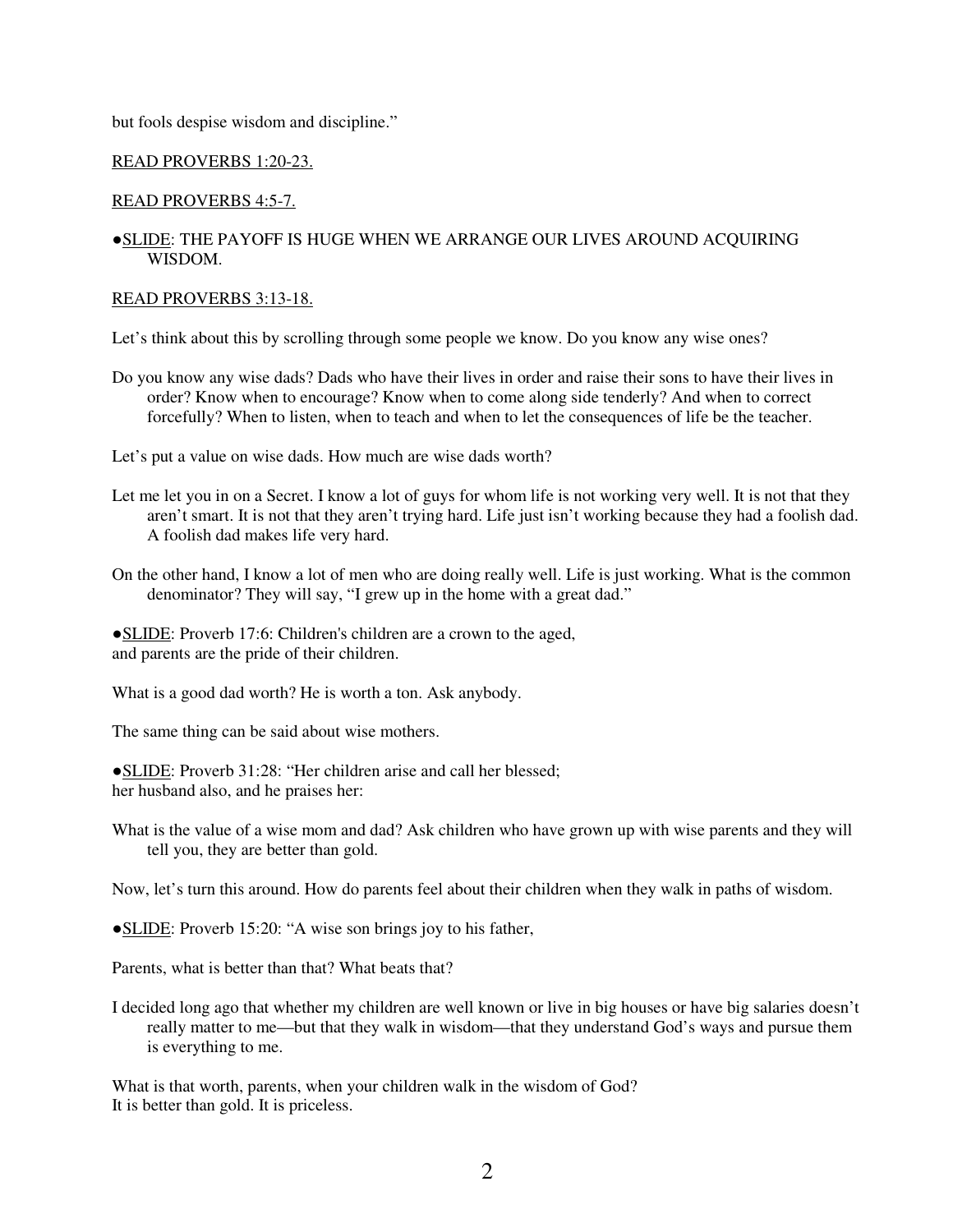but fools despise wisdom and discipline."

<u>READ PROVERBS 1:20-23.</u>

<u>READ PROVERBS 4:5-7.</u>

●<u>SLIDE</u>: THE PAYOFF IS HUGE WHEN WE ARRANGE OUR LIVES AROUND ACQUIRING WISDOM.

<u>READ PROVERBS 3:13-18.</u>

Let's think about this by scrolling through some people we know. Do you know any wise ones?

Do you know any wise dads? Dads who have their lives in order and raise their sons to have their lives in order? Know when to encourage? Know when to come along side tenderly? And when to correct forcefully? When to listen, when to teach and when to let the consequences of life be the teacher.

Let's put a value on wise dads. How much are wise dads worth?

Let me let you in on a Secret. I know a lot of guys for whom life is not working very well. It is not that they aren't smart. It is not that they aren't trying hard. Life just isn't working because they had a foolish dad. A foolish dad makes life very hard.

On the other hand, I know a lot of men who are doing really well. Life is just working. What is the common denominator? They will say, "I grew up in the home with a great dad."

●<u>SLIDE</u>: Proverb 17:6: Children's children are a crown to the aged,
and parents are the pride of their children.

What is a good dad worth? He is worth a ton. Ask anybody.

The same thing can be said about wise mothers.

●<u>SLIDE</u>: Proverb 31:28: "Her children arise and call her blessed;
her husband also, and he praises her:

What is the value of a wise mom and dad? Ask children who have grown up with wise parents and they will tell you, they are better than gold.

Now, let's turn this around. How do parents feel about their children when they walk in paths of wisdom.

●<u>SLIDE</u>: Proverb 15:20: "A wise son brings joy to his father,

Parents, what is better than that? What beats that?

I decided long ago that whether my children are well known or live in big houses or have big salaries doesn't really matter to me—but that they walk in wisdom—that they understand God's ways and pursue them is everything to me.

What is that worth, parents, when your children walk in the wisdom of God?
It is better than gold. It is priceless.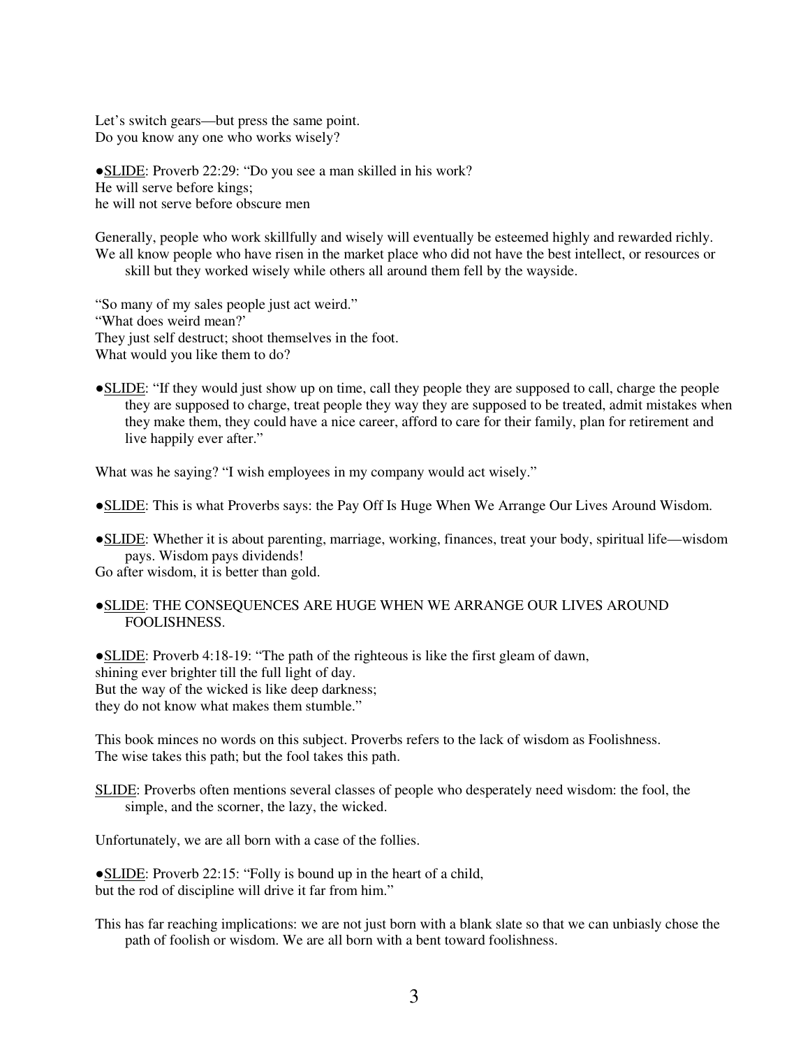Let's switch gears—but press the same point.
Do you know any one who works wisely?

●<u>SLIDE</u>: Proverb 22:29: "Do you see a man skilled in his work?
He will serve before kings;
he will not serve before obscure men

Generally, people who work skillfully and wisely will eventually be esteemed highly and rewarded richly.
We all know people who have risen in the market place who did not have the best intellect, or resources or skill but they worked wisely while others all around them fell by the wayside.

"So many of my sales people just act weird."
"What does weird mean?'
They just self destruct; shoot themselves in the foot.
What would you like them to do?

●<u>SLIDE</u>: "If they would just show up on time, call they people they are supposed to call, charge the people they are supposed to charge, treat people they way they are supposed to be treated, admit mistakes when they make them, they could have a nice career, afford to care for their family, plan for retirement and live happily ever after."

What was he saying? "I wish employees in my company would act wisely."

●<u>SLIDE</u>: This is what Proverbs says: the Pay Off Is Huge When We Arrange Our Lives Around Wisdom.

●<u>SLIDE</u>: Whether it is about parenting, marriage, working, finances, treat your body, spiritual life—wisdom pays. Wisdom pays dividends!
Go after wisdom, it is better than gold.

●<u>SLIDE</u>: THE CONSEQUENCES ARE HUGE WHEN WE ARRANGE OUR LIVES AROUND FOOLISHNESS.

●<u>SLIDE</u>: Proverb 4:18-19: "The path of the righteous is like the first gleam of dawn,
shining ever brighter till the full light of day.
But the way of the wicked is like deep darkness;
they do not know what makes them stumble."

This book minces no words on this subject. Proverbs refers to the lack of wisdom as Foolishness.
The wise takes this path; but the fool takes this path.

<u>SLIDE</u>: Proverbs often mentions several classes of people who desperately need wisdom: the fool, the simple, and the scorner, the lazy, the wicked.

Unfortunately, we are all born with a case of the follies.

●<u>SLIDE</u>: Proverb 22:15: "Folly is bound up in the heart of a child,
but the rod of discipline will drive it far from him."

This has far reaching implications: we are not just born with a blank slate so that we can unbiasly chose the path of foolish or wisdom. We are all born with a bent toward foolishness.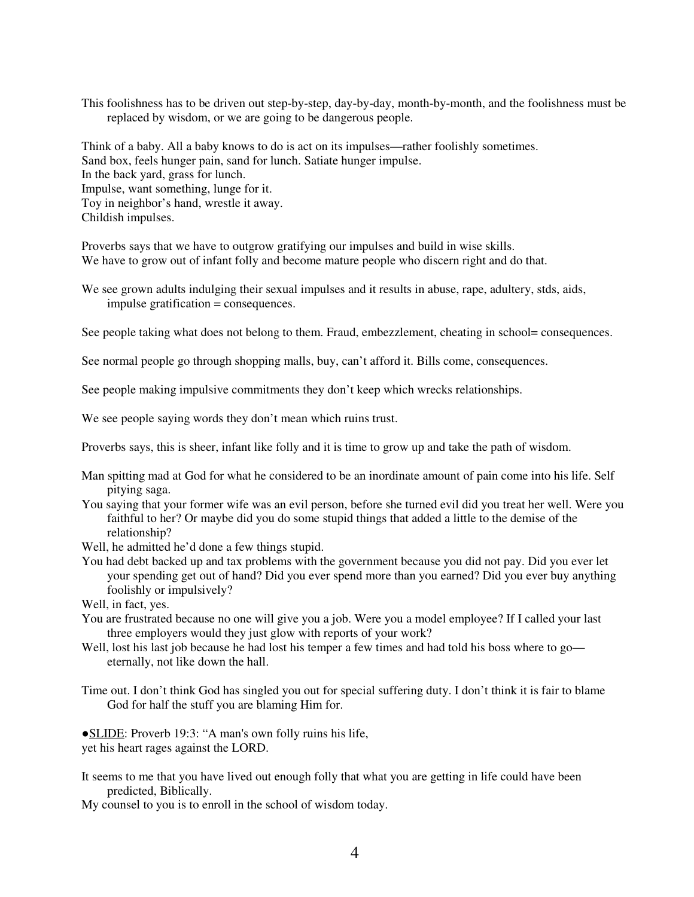This foolishness has to be driven out step-by-step, day-by-day, month-by-month, and the foolishness must be replaced by wisdom, or we are going to be dangerous people.

Think of a baby. All a baby knows to do is act on its impulses—rather foolishly sometimes.
Sand box, feels hunger pain, sand for lunch. Satiate hunger impulse.
In the back yard, grass for lunch.
Impulse, want something, lunge for it.
Toy in neighbor's hand, wrestle it away.
Childish impulses.

Proverbs says that we have to outgrow gratifying our impulses and build in wise skills.
We have to grow out of infant folly and become mature people who discern right and do that.

We see grown adults indulging their sexual impulses and it results in abuse, rape, adultery, stds, aids, impulse gratification = consequences.

See people taking what does not belong to them. Fraud, embezzlement, cheating in school= consequences.

See normal people go through shopping malls, buy, can't afford it. Bills come, consequences.

See people making impulsive commitments they don't keep which wrecks relationships.

We see people saying words they don't mean which ruins trust.

Proverbs says, this is sheer, infant like folly and it is time to grow up and take the path of wisdom.

Man spitting mad at God for what he considered to be an inordinate amount of pain come into his life. Self pitying saga.
You saying that your former wife was an evil person, before she turned evil did you treat her well. Were you faithful to her? Or maybe did you do some stupid things that added a little to the demise of the relationship?
Well, he admitted he'd done a few things stupid.
You had debt backed up and tax problems with the government because you did not pay. Did you ever let your spending get out of hand? Did you ever spend more than you earned? Did you ever buy anything foolishly or impulsively?
Well, in fact, yes.
You are frustrated because no one will give you a job. Were you a model employee? If I called your last three employers would they just glow with reports of your work?
Well, lost his last job because he had lost his temper a few times and had told his boss where to go—eternally, not like down the hall.

Time out. I don't think God has singled you out for special suffering duty. I don't think it is fair to blame God for half the stuff you are blaming Him for.

●<u>SLIDE</u>: Proverb 19:3: "A man's own folly ruins his life,
yet his heart rages against the LORD.

It seems to me that you have lived out enough folly that what you are getting in life could have been predicted, Biblically.
My counsel to you is to enroll in the school of wisdom today.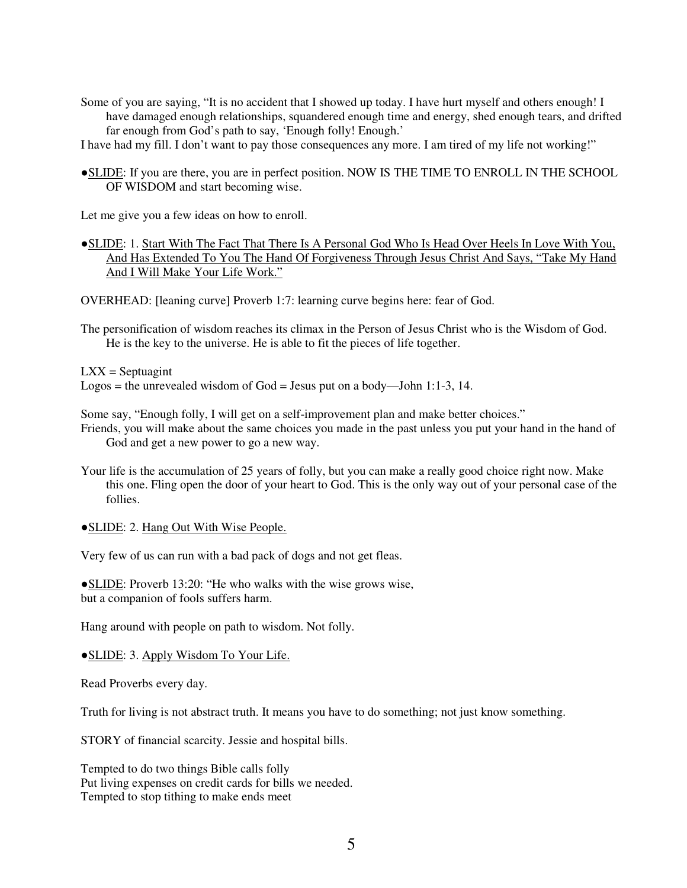Some of you are saying, "It is no accident that I showed up today. I have hurt myself and others enough! I have damaged enough relationships, squandered enough time and energy, shed enough tears, and drifted far enough from God's path to say, 'Enough folly! Enough.'

I have had my fill. I don't want to pay those consequences any more. I am tired of my life not working!"

●<u>SLIDE</u>: If you are there, you are in perfect position. NOW IS THE TIME TO ENROLL IN THE SCHOOL OF WISDOM and start becoming wise.

Let me give you a few ideas on how to enroll.

●<u>SLIDE</u>: 1. <u>Start With The Fact That There Is A Personal God Who Is Head Over Heels In Love With You, And Has Extended To You The Hand Of Forgiveness Through Jesus Christ And Says, "Take My Hand And I Will Make Your Life Work."</u>

OVERHEAD: [leaning curve] Proverb 1:7: learning curve begins here: fear of God.

The personification of wisdom reaches its climax in the Person of Jesus Christ who is the Wisdom of God. He is the key to the universe. He is able to fit the pieces of life together.

LXX = Septuagint
Logos = the unrevealed wisdom of God = Jesus put on a body—John 1:1-3, 14.

Some say, "Enough folly, I will get on a self-improvement plan and make better choices."
Friends, you will make about the same choices you made in the past unless you put your hand in the hand of God and get a new power to go a new way.

Your life is the accumulation of 25 years of folly, but you can make a really good choice right now. Make this one. Fling open the door of your heart to God. This is the only way out of your personal case of the follies.

●<u>SLIDE</u>: 2. <u>Hang Out With Wise People.</u>

Very few of us can run with a bad pack of dogs and not get fleas.

●<u>SLIDE</u>: Proverb 13:20: "He who walks with the wise grows wise,
but a companion of fools suffers harm.

Hang around with people on path to wisdom. Not folly.

●<u>SLIDE</u>: 3. <u>Apply Wisdom To Your Life.</u>

Read Proverbs every day.

Truth for living is not abstract truth. It means you have to do something; not just know something.

STORY of financial scarcity. Jessie and hospital bills.

Tempted to do two things Bible calls folly
Put living expenses on credit cards for bills we needed.
Tempted to stop tithing to make ends meet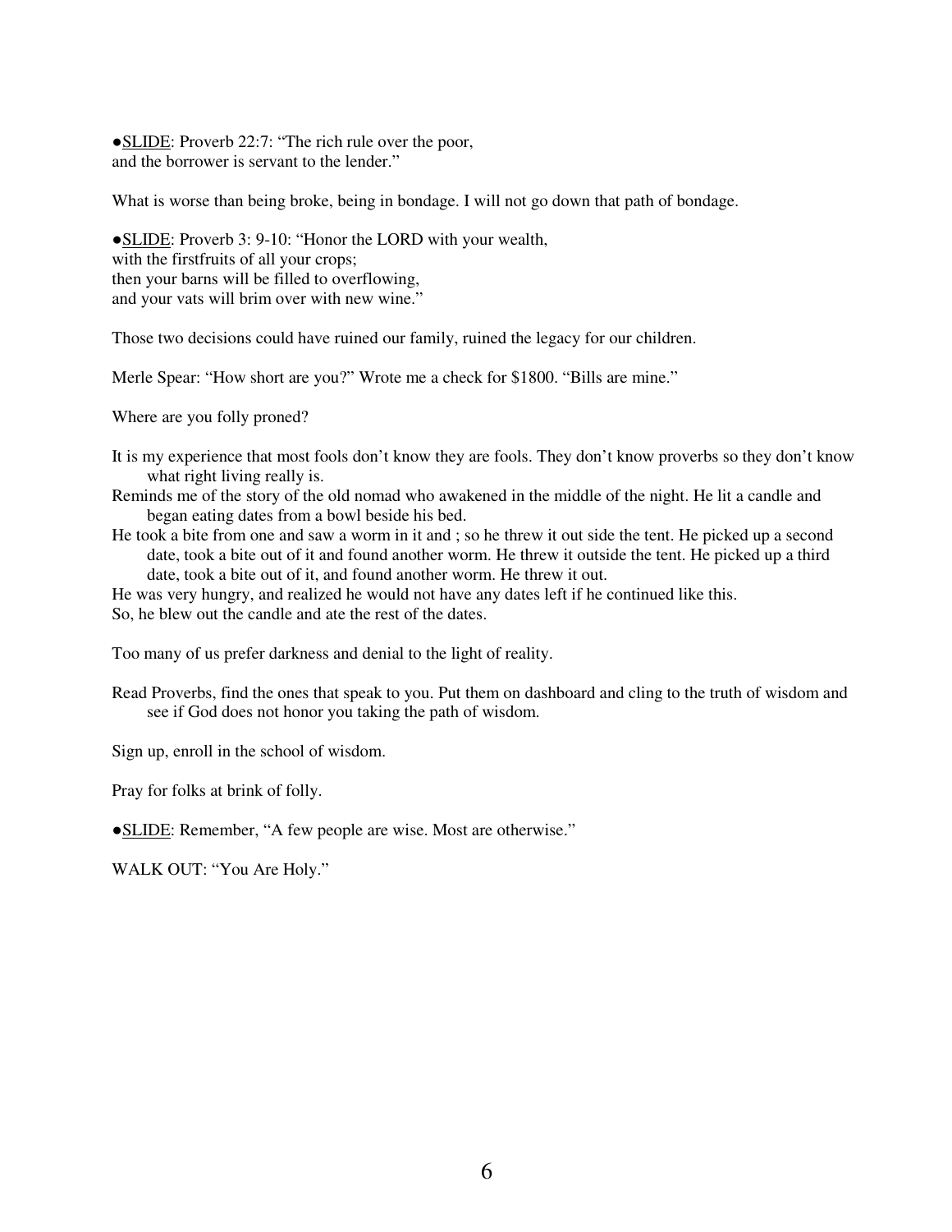●<u>SLIDE</u>: Proverb 22:7: "The rich rule over the poor,
and the borrower is servant to the lender."

What is worse than being broke, being in bondage. I will not go down that path of bondage.

●<u>SLIDE</u>: Proverb 3: 9-10: "Honor the LORD with your wealth,
with the firstfruits of all your crops;
then your barns will be filled to overflowing,
and your vats will brim over with new wine."

Those two decisions could have ruined our family, ruined the legacy for our children.

Merle Spear: "How short are you?" Wrote me a check for $1800. "Bills are mine."

Where are you folly proned?

It is my experience that most fools don't know they are fools. They don't know proverbs so they don't know what right living really is.

Reminds me of the story of the old nomad who awakened in the middle of the night. He lit a candle and began eating dates from a bowl beside his bed.

He took a bite from one and saw a worm in it and ; so he threw it out side the tent. He picked up a second date, took a bite out of it and found another worm. He threw it outside the tent. He picked up a third date, took a bite out of it, and found another worm. He threw it out.

He was very hungry, and realized he would not have any dates left if he continued like this.

So, he blew out the candle and ate the rest of the dates.

Too many of us prefer darkness and denial to the light of reality.

Read Proverbs, find the ones that speak to you. Put them on dashboard and cling to the truth of wisdom and see if God does not honor you taking the path of wisdom.

Sign up, enroll in the school of wisdom.

Pray for folks at brink of folly.

●<u>SLIDE</u>: Remember, "A few people are wise. Most are otherwise."

WALK OUT: "You Are Holy."